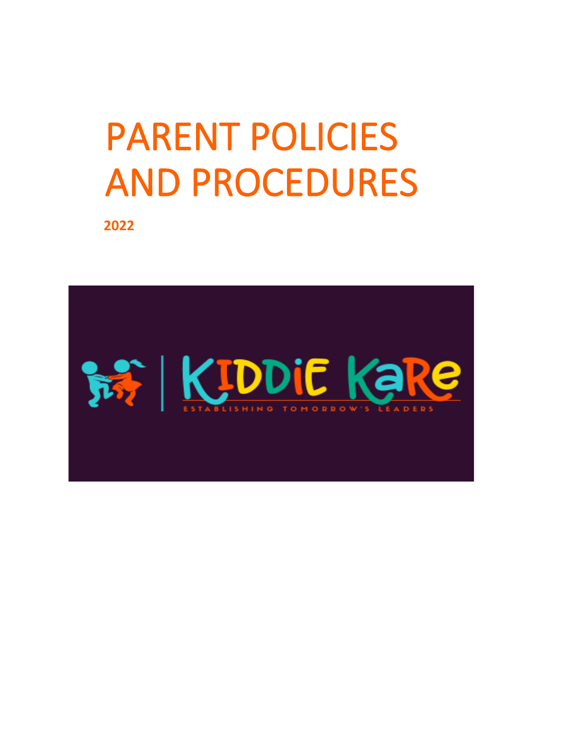# PARENT POLICIES AND PROCEDURES

**2022**

KIDDIE KaRe

ESTABLISHING TOMORROW'S LEADERS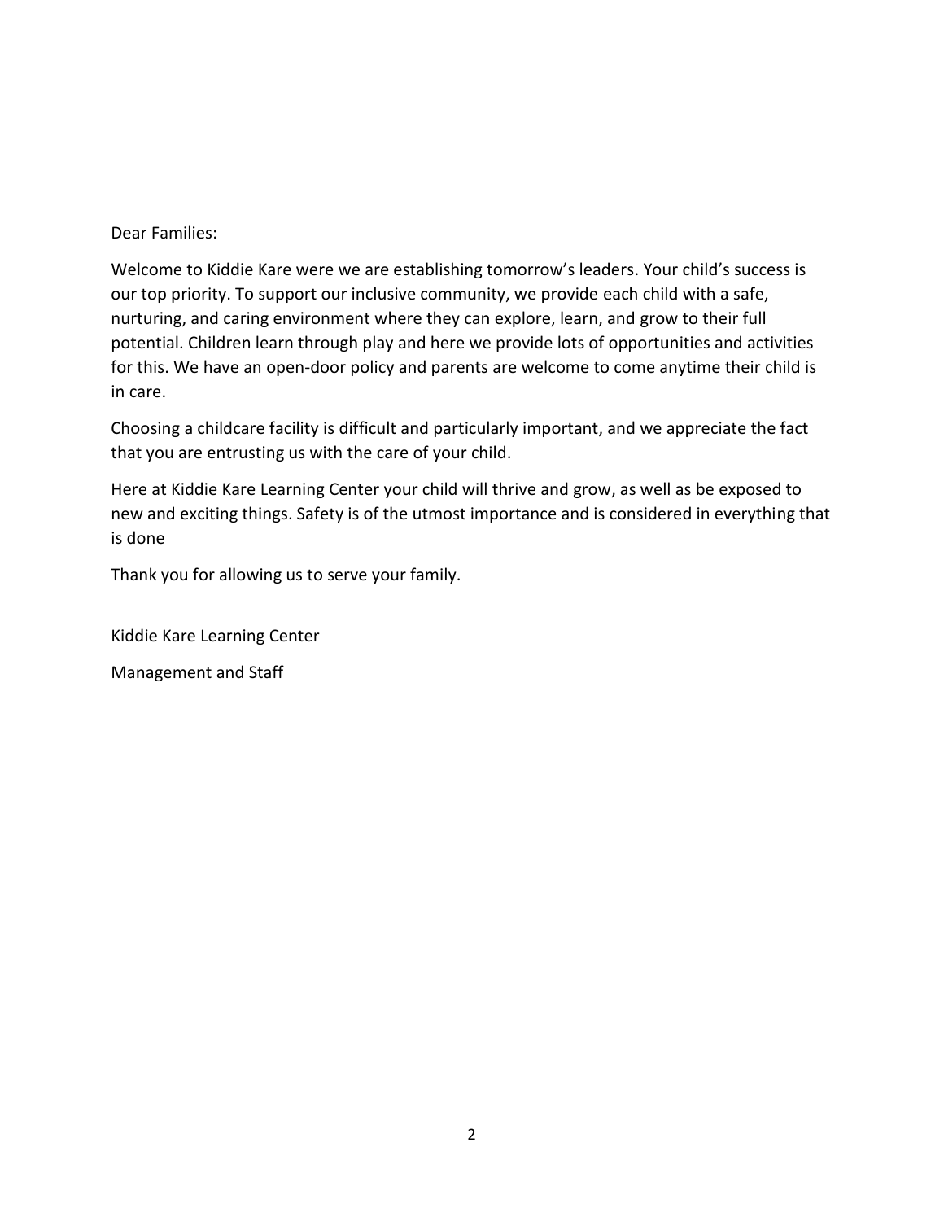Dear Families:

Welcome to Kiddie Kare were we are establishing tomorrow's leaders. Your child's success is our top priority. To support our inclusive community, we provide each child with a safe, nurturing, and caring environment where they can explore, learn, and grow to their full potential. Children learn through play and here we provide lots of opportunities and activities for this. We have an open-door policy and parents are welcome to come anytime their child is in care.

Choosing a childcare facility is difficult and particularly important, and we appreciate the fact that you are entrusting us with the care of your child.

Here at Kiddie Kare Learning Center your child will thrive and grow, as well as be exposed to new and exciting things. Safety is of the utmost importance and is considered in everything that is done

Thank you for allowing us to serve your family.

Kiddie Kare Learning Center

Management and Staff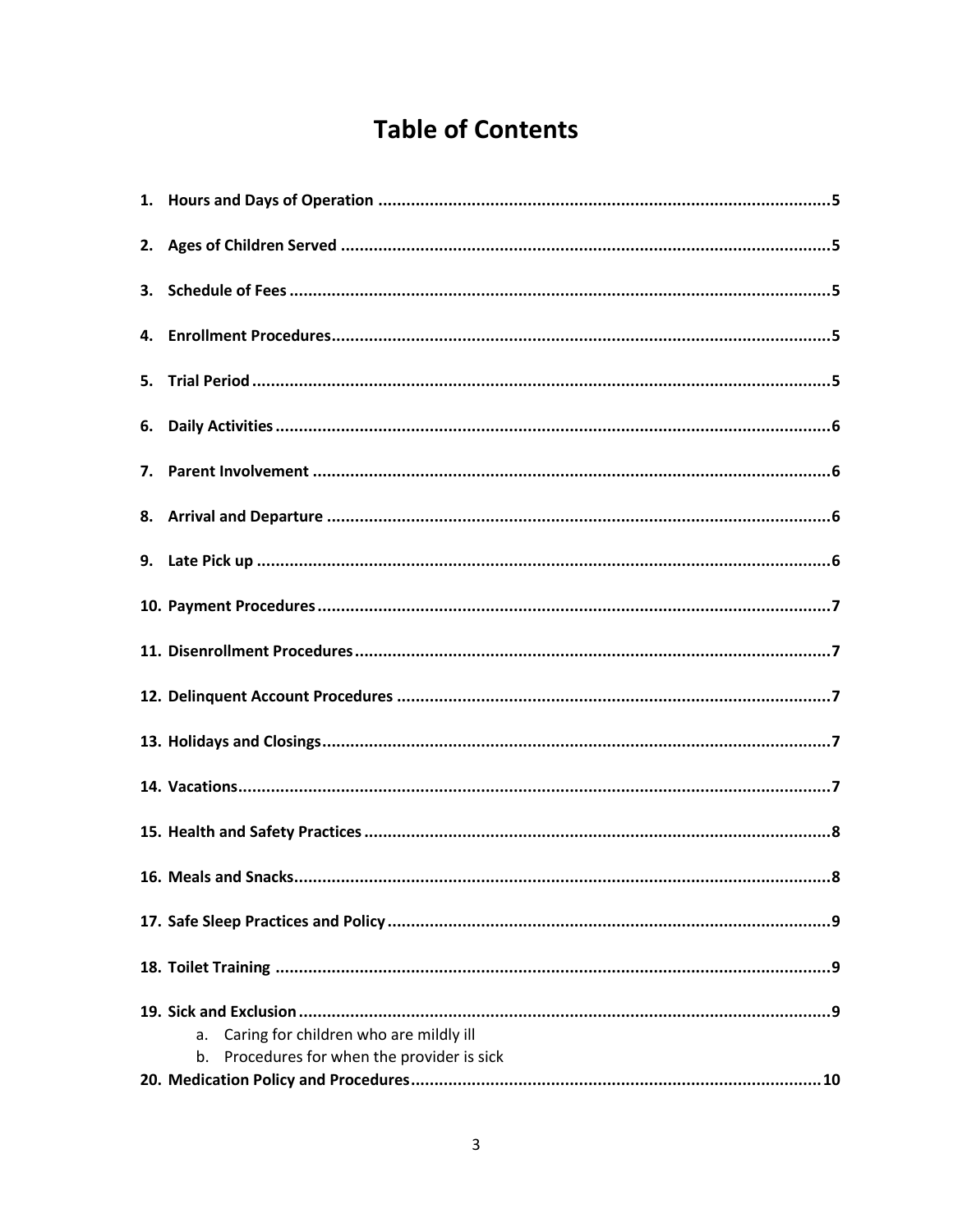# Table of Contents

1. **Hours and Days of Operation** ........................................................................................5
2. **Ages of Children Served** ..............................................................................................5
3. **Schedule of Fees** ........................................................................................................5
4. **Enrollment Procedures** ...............................................................................................5
5. **Trial Period** ...............................................................................................................5
6. **Daily Activities** ..........................................................................................................6
7. **Parent Involvement** ...................................................................................................6
8. **Arrival and Departure** ................................................................................................6
9. **Late Pick up** ..............................................................................................................6
10. **Payment Procedures** .................................................................................................7
11. **Disenrollment Procedures** .........................................................................................7
12. **Delinquent Account Procedures** .................................................................................7
13. **Holidays and Closings** ................................................................................................7
14. **Vacations** ...................................................................................................................7
15. **Health and Safety Practices** ........................................................................................8
16. **Meals and Snacks** ......................................................................................................8
17. **Safe Sleep Practices and Policy** ...................................................................................9
18. **Toilet Training** ...........................................................................................................9
19. **Sick and Exclusion** ......................................................................................................9
    a. Caring for children who are mildly ill
    b. Procedures for when the provider is sick
20. **Medication Policy and Procedures** .............................................................................10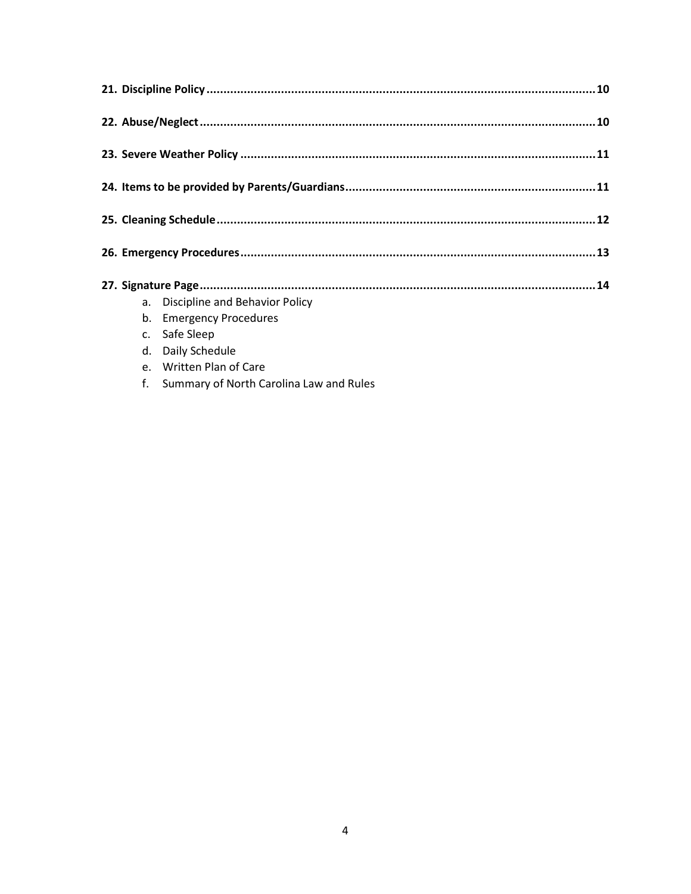**21. Discipline Policy** ........................................................................................................ **10**

**22. Abuse/Neglect** ........................................................................................................ **10**

**23. Severe Weather Policy** ........................................................................................................ **11**

**24. Items to be provided by Parents/Guardians** ........................................................................................................ **11**

**25. Cleaning Schedule** ........................................................................................................ **12**

**26. Emergency Procedures** ........................................................................................................ **13**

**27. Signature Page** ........................................................................................................ **14**

a. Discipline and Behavior Policy
b. Emergency Procedures
c. Safe Sleep
d. Daily Schedule
e. Written Plan of Care
f. Summary of North Carolina Law and Rules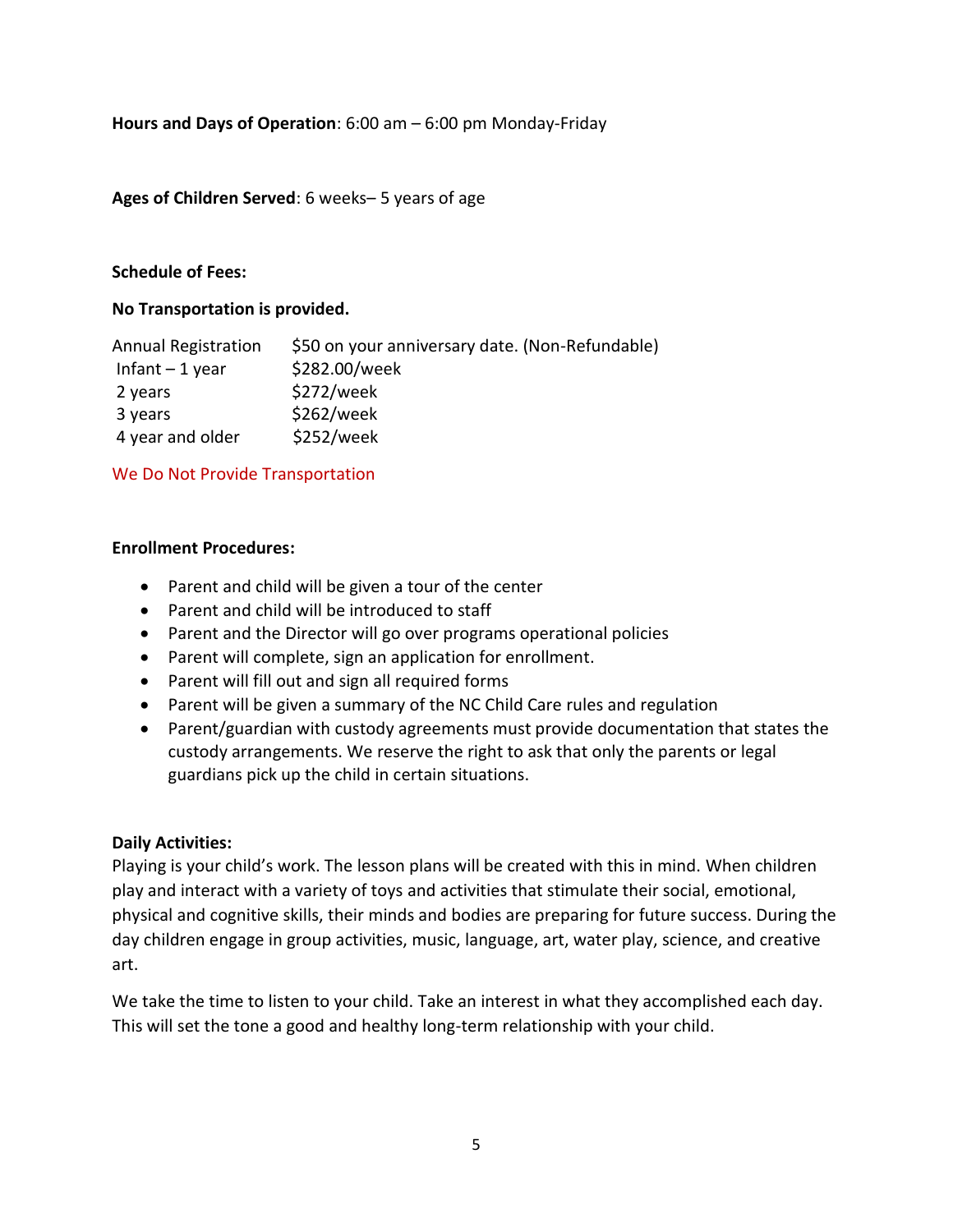**Hours and Days of Operation**: 6:00 am – 6:00 pm Monday-Friday

**Ages of Children Served**: 6 weeks– 5 years of age

**Schedule of Fees:**

**No Transportation is provided.**

| | |
|---|---|
| Annual Registration | $50 on your anniversary date. (Non-Refundable) |
| Infant – 1 year | $282.00/week |
| 2 years | $272/week |
| 3 years | $262/week |
| 4 year and older | $252/week |

We Do Not Provide Transportation

**Enrollment Procedures:**

- Parent and child will be given a tour of the center
- Parent and child will be introduced to staff
- Parent and the Director will go over programs operational policies
- Parent will complete, sign an application for enrollment.
- Parent will fill out and sign all required forms
- Parent will be given a summary of the NC Child Care rules and regulation
- Parent/guardian with custody agreements must provide documentation that states the custody arrangements. We reserve the right to ask that only the parents or legal guardians pick up the child in certain situations.

**Daily Activities:**

Playing is your child's work. The lesson plans will be created with this in mind. When children play and interact with a variety of toys and activities that stimulate their social, emotional, physical and cognitive skills, their minds and bodies are preparing for future success. During the day children engage in group activities, music, language, art, water play, science, and creative art.

We take the time to listen to your child. Take an interest in what they accomplished each day. This will set the tone a good and healthy long-term relationship with your child.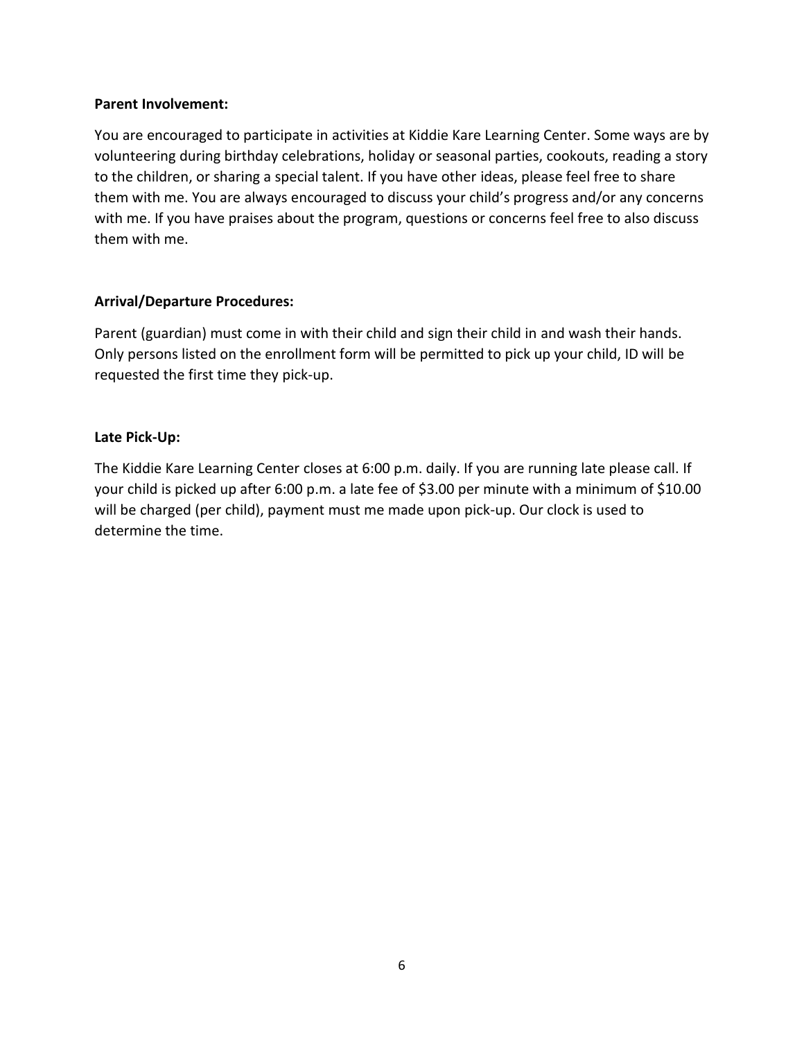**Parent Involvement:**

You are encouraged to participate in activities at Kiddie Kare Learning Center. Some ways are by volunteering during birthday celebrations, holiday or seasonal parties, cookouts, reading a story to the children, or sharing a special talent. If you have other ideas, please feel free to share them with me. You are always encouraged to discuss your child's progress and/or any concerns with me. If you have praises about the program, questions or concerns feel free to also discuss them with me.

**Arrival/Departure Procedures:**

Parent (guardian) must come in with their child and sign their child in and wash their hands. Only persons listed on the enrollment form will be permitted to pick up your child, ID will be requested the first time they pick-up.

**Late Pick-Up:**

The Kiddie Kare Learning Center closes at 6:00 p.m. daily. If you are running late please call. If your child is picked up after 6:00 p.m. a late fee of $3.00 per minute with a minimum of $10.00 will be charged (per child), payment must me made upon pick-up. Our clock is used to determine the time.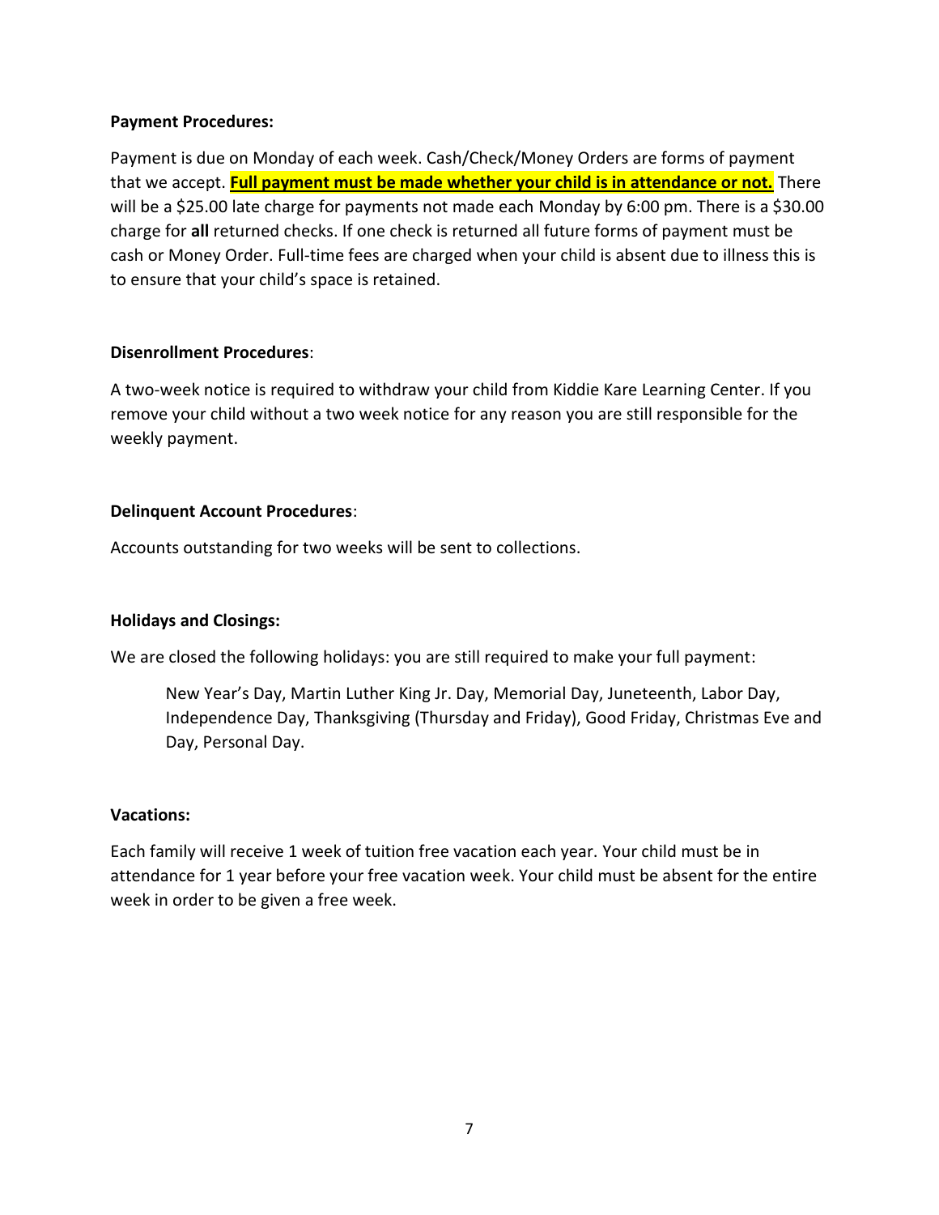**Payment Procedures:**

Payment is due on Monday of each week. Cash/Check/Money Orders are forms of payment that we accept. **Full payment must be made whether your child is in attendance or not.** There will be a $25.00 late charge for payments not made each Monday by 6:00 pm. There is a $30.00 charge for **all** returned checks. If one check is returned all future forms of payment must be cash or Money Order. Full-time fees are charged when your child is absent due to illness this is to ensure that your child's space is retained.

**Disenrollment Procedures**:

A two-week notice is required to withdraw your child from Kiddie Kare Learning Center. If you remove your child without a two week notice for any reason you are still responsible for the weekly payment.

**Delinquent Account Procedures**:

Accounts outstanding for two weeks will be sent to collections.

**Holidays and Closings:**

We are closed the following holidays: you are still required to make your full payment:

> New Year's Day, Martin Luther King Jr. Day, Memorial Day, Juneteenth, Labor Day, Independence Day, Thanksgiving (Thursday and Friday), Good Friday, Christmas Eve and Day, Personal Day.

**Vacations:**

Each family will receive 1 week of tuition free vacation each year. Your child must be in attendance for 1 year before your free vacation week. Your child must be absent for the entire week in order to be given a free week.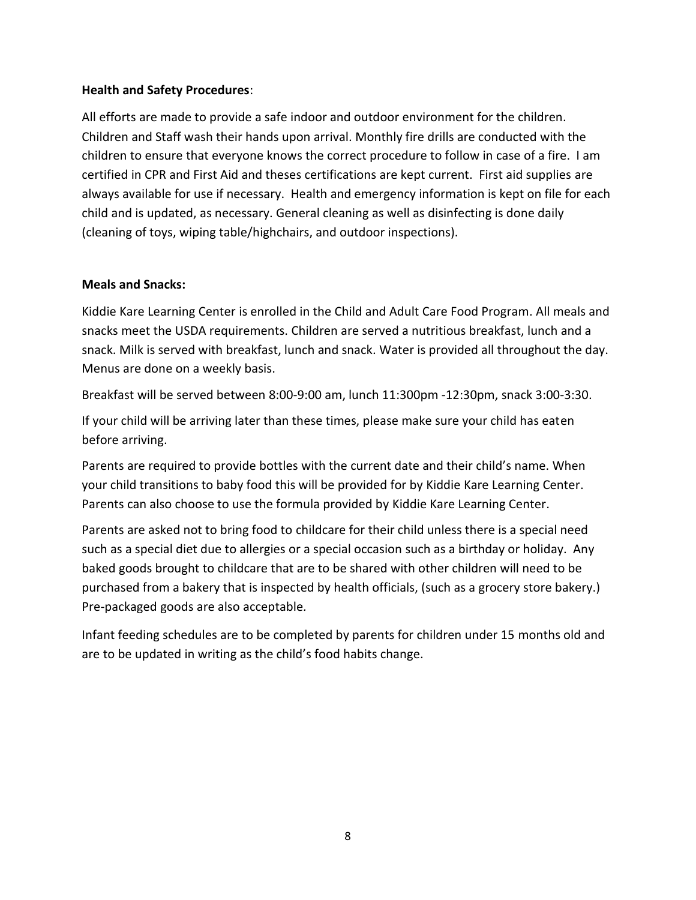**Health and Safety Procedures**:

All efforts are made to provide a safe indoor and outdoor environment for the children. Children and Staff wash their hands upon arrival. Monthly fire drills are conducted with the children to ensure that everyone knows the correct procedure to follow in case of a fire. I am certified in CPR and First Aid and theses certifications are kept current. First aid supplies are always available for use if necessary. Health and emergency information is kept on file for each child and is updated, as necessary. General cleaning as well as disinfecting is done daily (cleaning of toys, wiping table/highchairs, and outdoor inspections).

**Meals and Snacks:**

Kiddie Kare Learning Center is enrolled in the Child and Adult Care Food Program. All meals and snacks meet the USDA requirements. Children are served a nutritious breakfast, lunch and a snack. Milk is served with breakfast, lunch and snack. Water is provided all throughout the day. Menus are done on a weekly basis.

Breakfast will be served between 8:00-9:00 am, lunch 11:300pm -12:30pm, snack 3:00-3:30.

If your child will be arriving later than these times, please make sure your child has eaten before arriving.

Parents are required to provide bottles with the current date and their child's name. When your child transitions to baby food this will be provided for by Kiddie Kare Learning Center. Parents can also choose to use the formula provided by Kiddie Kare Learning Center.

Parents are asked not to bring food to childcare for their child unless there is a special need such as a special diet due to allergies or a special occasion such as a birthday or holiday. Any baked goods brought to childcare that are to be shared with other children will need to be purchased from a bakery that is inspected by health officials, (such as a grocery store bakery.) Pre-packaged goods are also acceptable.

Infant feeding schedules are to be completed by parents for children under 15 months old and are to be updated in writing as the child's food habits change.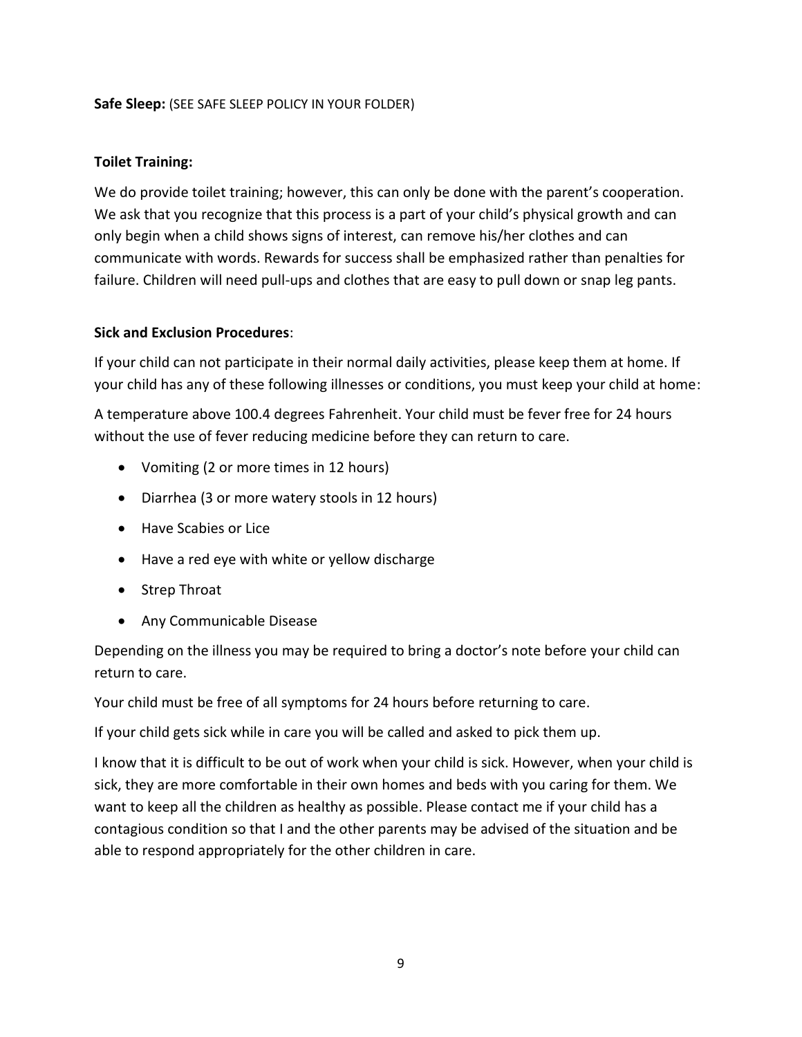**Safe Sleep:** (SEE SAFE SLEEP POLICY IN YOUR FOLDER)

**Toilet Training:**

We do provide toilet training; however, this can only be done with the parent's cooperation. We ask that you recognize that this process is a part of your child's physical growth and can only begin when a child shows signs of interest, can remove his/her clothes and can communicate with words. Rewards for success shall be emphasized rather than penalties for failure. Children will need pull-ups and clothes that are easy to pull down or snap leg pants.

**Sick and Exclusion Procedures**:

If your child can not participate in their normal daily activities, please keep them at home. If your child has any of these following illnesses or conditions, you must keep your child at home:

A temperature above 100.4 degrees Fahrenheit. Your child must be fever free for 24 hours without the use of fever reducing medicine before they can return to care.

- Vomiting (2 or more times in 12 hours)
- Diarrhea (3 or more watery stools in 12 hours)
- Have Scabies or Lice
- Have a red eye with white or yellow discharge
- Strep Throat
- Any Communicable Disease

Depending on the illness you may be required to bring a doctor's note before your child can return to care.

Your child must be free of all symptoms for 24 hours before returning to care.

If your child gets sick while in care you will be called and asked to pick them up.

I know that it is difficult to be out of work when your child is sick. However, when your child is sick, they are more comfortable in their own homes and beds with you caring for them. We want to keep all the children as healthy as possible. Please contact me if your child has a contagious condition so that I and the other parents may be advised of the situation and be able to respond appropriately for the other children in care.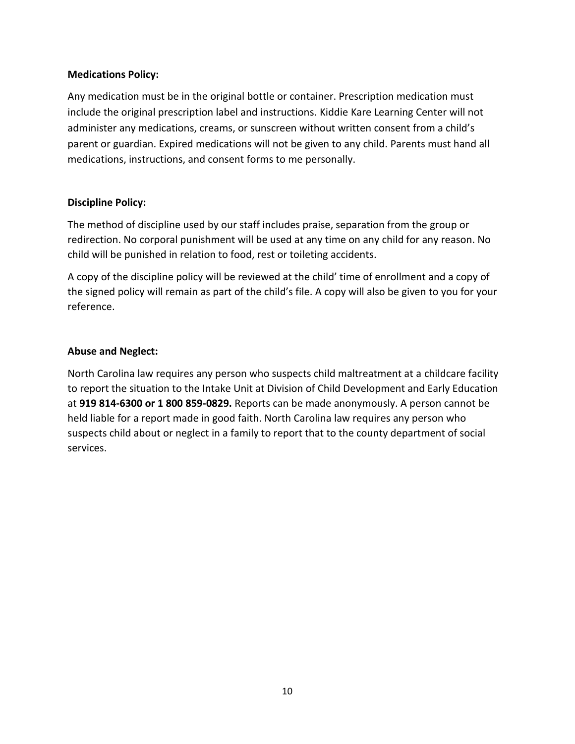**Medications Policy:**

Any medication must be in the original bottle or container. Prescription medication must include the original prescription label and instructions. Kiddie Kare Learning Center will not administer any medications, creams, or sunscreen without written consent from a child's parent or guardian. Expired medications will not be given to any child. Parents must hand all medications, instructions, and consent forms to me personally.

**Discipline Policy:**

The method of discipline used by our staff includes praise, separation from the group or redirection. No corporal punishment will be used at any time on any child for any reason. No child will be punished in relation to food, rest or toileting accidents.

A copy of the discipline policy will be reviewed at the child' time of enrollment and a copy of the signed policy will remain as part of the child's file. A copy will also be given to you for your reference.

**Abuse and Neglect:**

North Carolina law requires any person who suspects child maltreatment at a childcare facility to report the situation to the Intake Unit at Division of Child Development and Early Education at **919 814-6300 or 1 800 859-0829.** Reports can be made anonymously. A person cannot be held liable for a report made in good faith. North Carolina law requires any person who suspects child about or neglect in a family to report that to the county department of social services.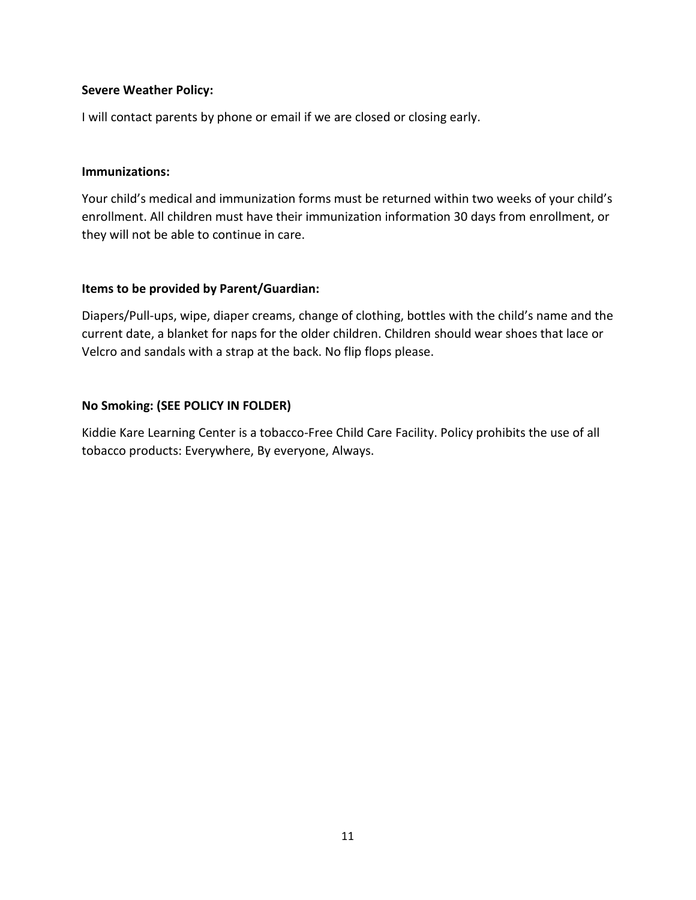**Severe Weather Policy:**

I will contact parents by phone or email if we are closed or closing early.

**Immunizations:**

Your child's medical and immunization forms must be returned within two weeks of your child's enrollment. All children must have their immunization information 30 days from enrollment, or they will not be able to continue in care.

**Items to be provided by Parent/Guardian:**

Diapers/Pull-ups, wipe, diaper creams, change of clothing, bottles with the child's name and the current date, a blanket for naps for the older children. Children should wear shoes that lace or Velcro and sandals with a strap at the back. No flip flops please.

**No Smoking: (SEE POLICY IN FOLDER)**

Kiddie Kare Learning Center is a tobacco-Free Child Care Facility. Policy prohibits the use of all tobacco products: Everywhere, By everyone, Always.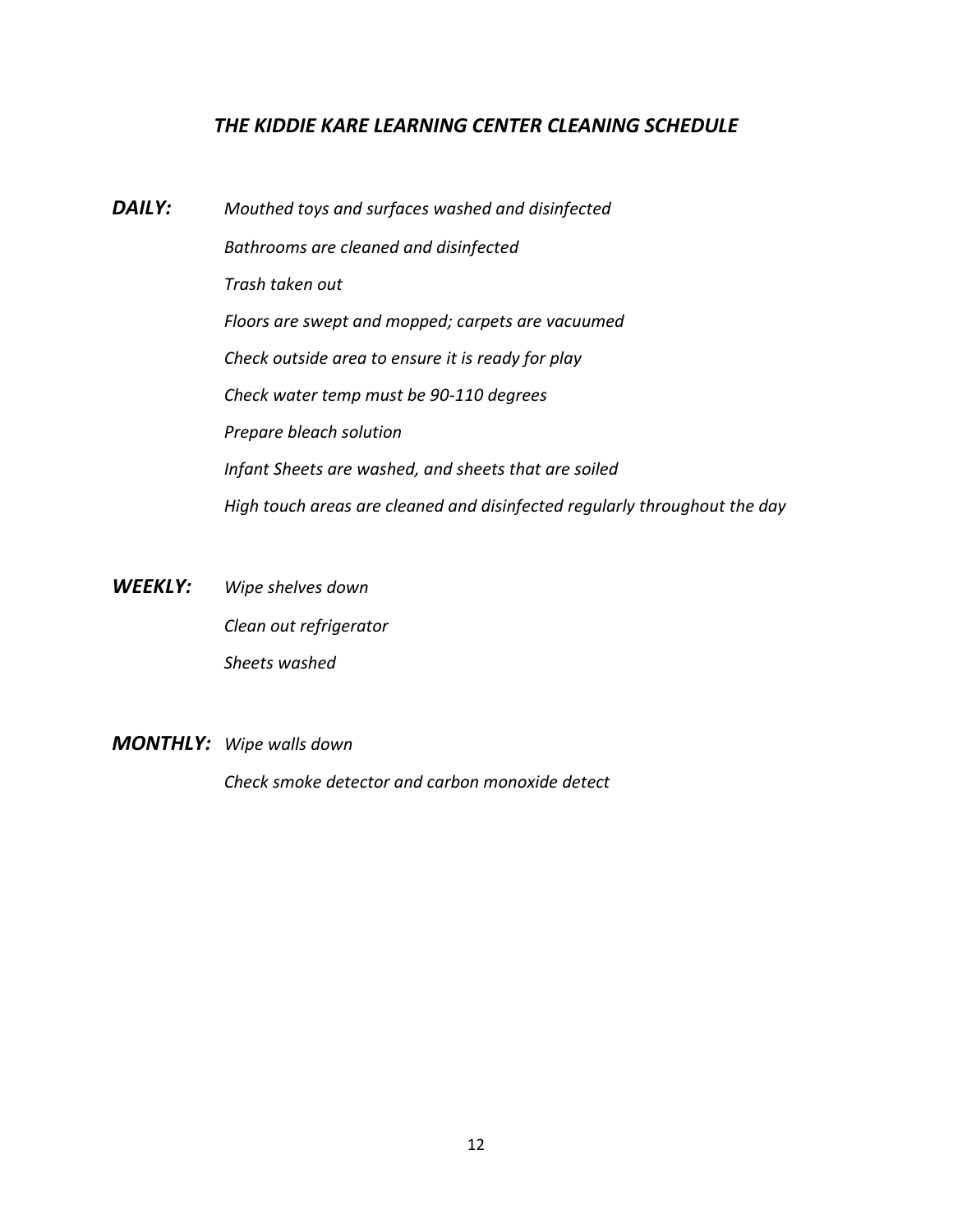## *THE KIDDIE KARE LEARNING CENTER CLEANING SCHEDULE*

***DAILY:***

*Mouthed toys and surfaces washed and disinfected*

*Bathrooms are cleaned and disinfected*

*Trash taken out*

*Floors are swept and mopped; carpets are vacuumed*

*Check outside area to ensure it is ready for play*

*Check water temp must be 90-110 degrees*

*Prepare bleach solution*

*Infant Sheets are washed, and sheets that are soiled*

*High touch areas are cleaned and disinfected regularly throughout the day*

***WEEKLY:***

*Wipe shelves down*

*Clean out refrigerator*

*Sheets washed*

***MONTHLY:***

*Wipe walls down*

*Check smoke detector and carbon monoxide detect*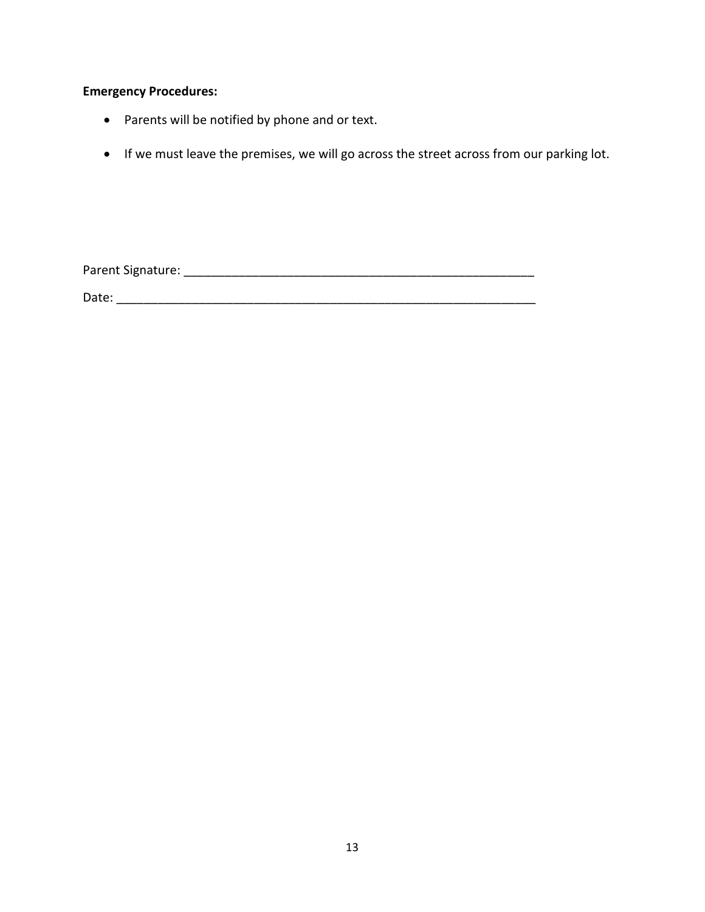**Emergency Procedures:**

- Parents will be notified by phone and or text.
- If we must leave the premises, we will go across the street across from our parking lot.

Parent Signature: ____________________________________________________

Date: ______________________________________________________________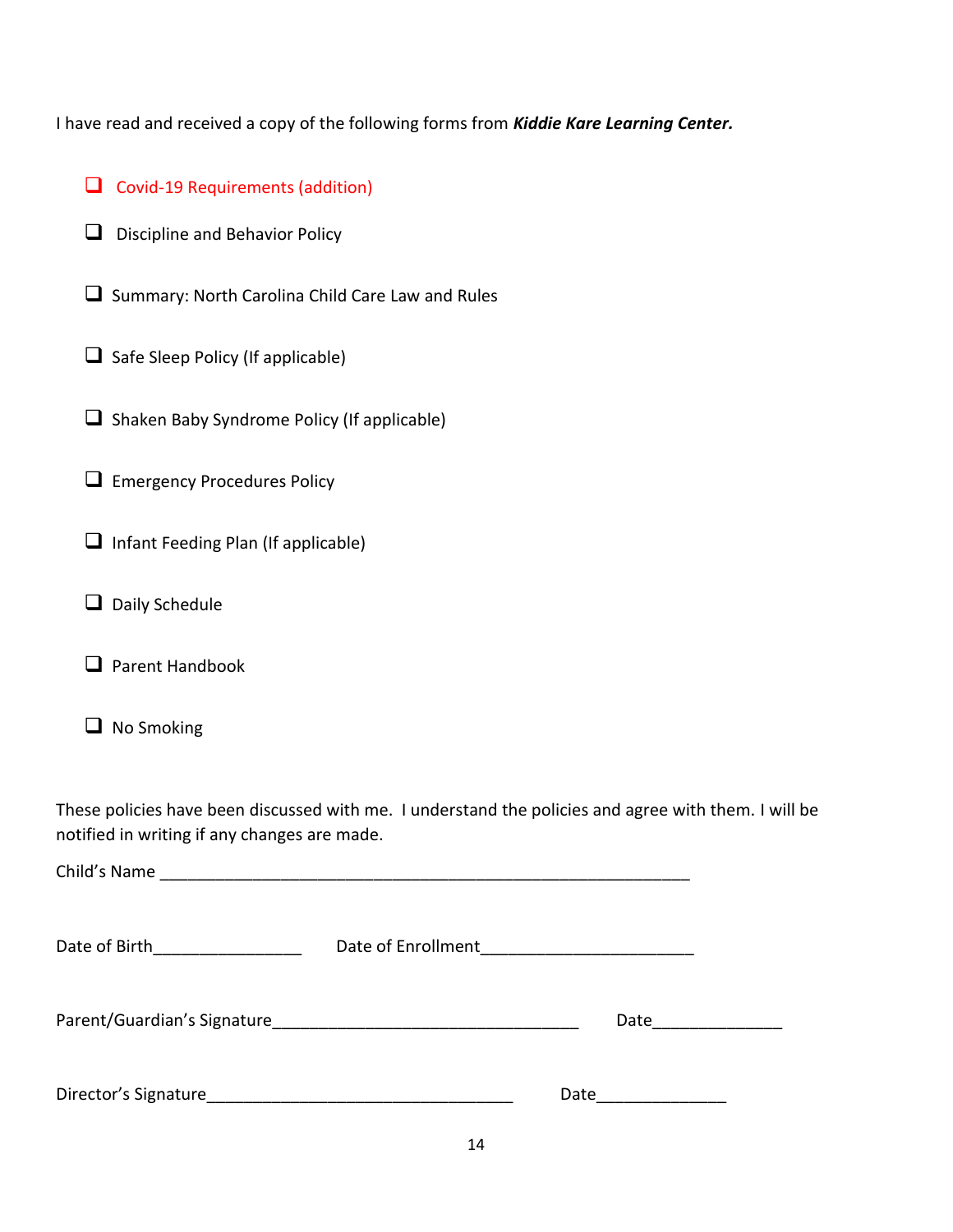I have read and received a copy of the following forms from ***Kiddie Kare Learning Center.***

- ☐ Covid-19 Requirements (addition)
- ☐ Discipline and Behavior Policy
- ☐ Summary: North Carolina Child Care Law and Rules
- ☐ Safe Sleep Policy (If applicable)
- ☐ Shaken Baby Syndrome Policy (If applicable)
- ☐ Emergency Procedures Policy
- ☐ Infant Feeding Plan (If applicable)
- ☐ Daily Schedule
- ☐ Parent Handbook
- ☐ No Smoking

These policies have been discussed with me. I understand the policies and agree with them. I will be notified in writing if any changes are made.

Child's Name ___________________________________________________________

Date of Birth________________ Date of Enrollment______________________

Parent/Guardian's Signature_________________________________ Date_____________

Director's Signature_________________________________ Date_____________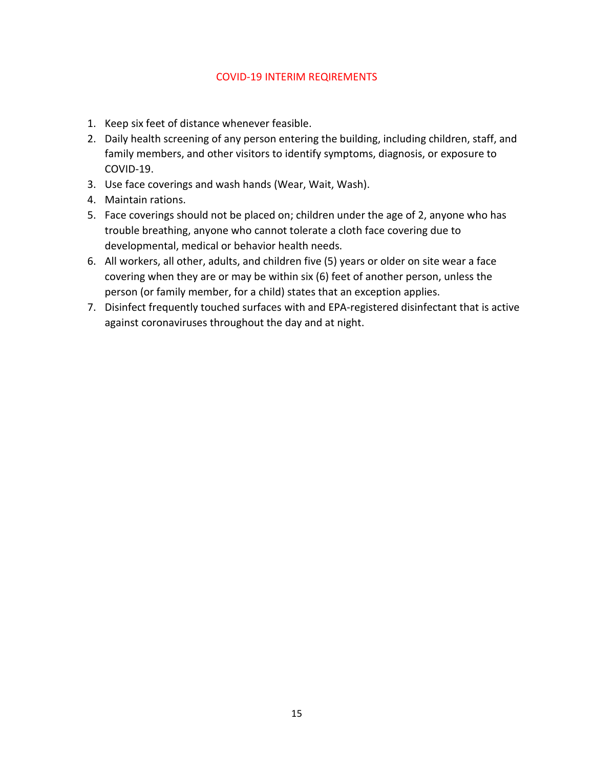## COVID-19 INTERIM REQIREMENTS

1. Keep six feet of distance whenever feasible.
2. Daily health screening of any person entering the building, including children, staff, and family members, and other visitors to identify symptoms, diagnosis, or exposure to COVID-19.
3. Use face coverings and wash hands (Wear, Wait, Wash).
4. Maintain rations.
5. Face coverings should not be placed on; children under the age of 2, anyone who has trouble breathing, anyone who cannot tolerate a cloth face covering due to developmental, medical or behavior health needs.
6. All workers, all other, adults, and children five (5) years or older on site wear a face covering when they are or may be within six (6) feet of another person, unless the person (or family member, for a child) states that an exception applies.
7. Disinfect frequently touched surfaces with and EPA-registered disinfectant that is active against coronaviruses throughout the day and at night.